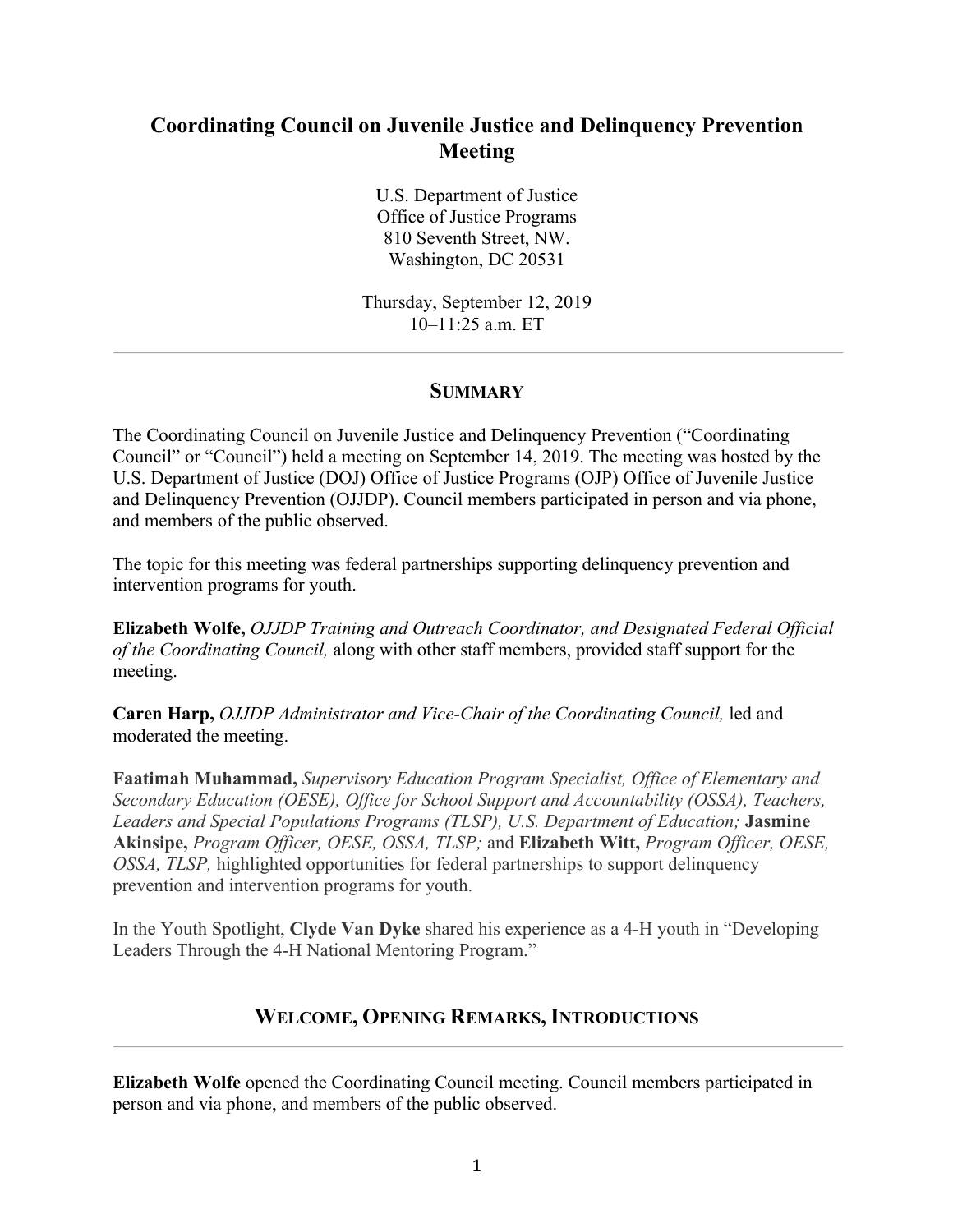# Coordinating Council on Juvenile Justice and Delinquency Prevention Meeting

U.S. Department of Justice
Office of Justice Programs
810 Seventh Street, NW.
Washington, DC 20531

Thursday, September 12, 2019
10–11:25 a.m. ET

---

## SUMMARY

The Coordinating Council on Juvenile Justice and Delinquency Prevention ("Coordinating Council" or "Council") held a meeting on September 14, 2019. The meeting was hosted by the U.S. Department of Justice (DOJ) Office of Justice Programs (OJP) Office of Juvenile Justice and Delinquency Prevention (OJJDP). Council members participated in person and via phone, and members of the public observed.

The topic for this meeting was federal partnerships supporting delinquency prevention and intervention programs for youth.

**Elizabeth Wolfe,** *OJJDP Training and Outreach Coordinator, and Designated Federal Official of the Coordinating Council,* along with other staff members, provided staff support for the meeting.

**Caren Harp,** *OJJDP Administrator and Vice-Chair of the Coordinating Council,* led and moderated the meeting.

**Faatimah Muhammad,** *Supervisory Education Program Specialist, Office of Elementary and Secondary Education (OESE), Office for School Support and Accountability (OSSA), Teachers, Leaders and Special Populations Programs (TLSP), U.S. Department of Education;* **Jasmine Akinsipe,** *Program Officer, OESE, OSSA, TLSP;* and **Elizabeth Witt,** *Program Officer, OESE, OSSA, TLSP,* highlighted opportunities for federal partnerships to support delinquency prevention and intervention programs for youth.

In the Youth Spotlight, **Clyde Van Dyke** shared his experience as a 4-H youth in "Developing Leaders Through the 4-H National Mentoring Program."

## WELCOME, OPENING REMARKS, INTRODUCTIONS

---

**Elizabeth Wolfe** opened the Coordinating Council meeting. Council members participated in person and via phone, and members of the public observed.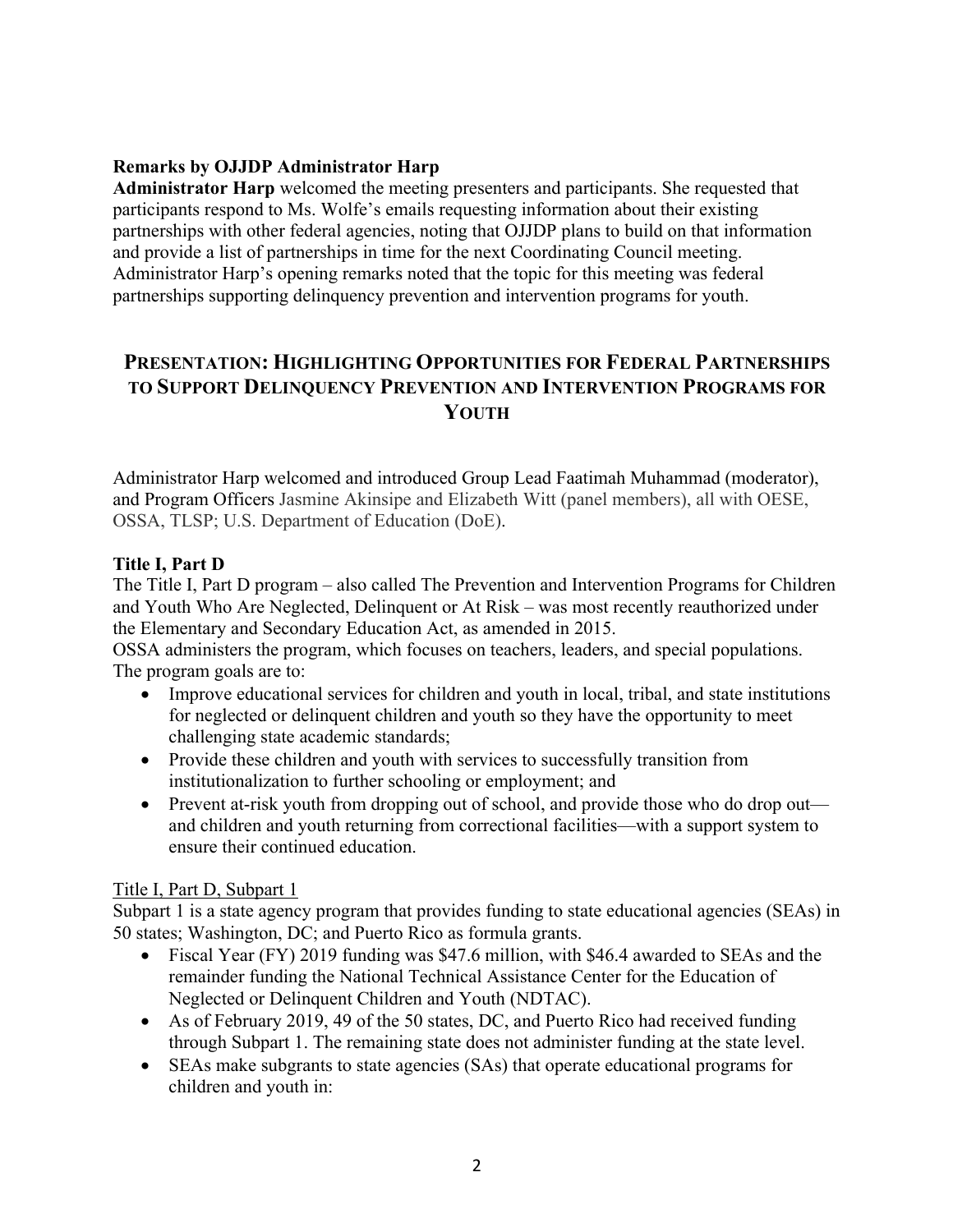**Remarks by OJJDP Administrator Harp**

**Administrator Harp** welcomed the meeting presenters and participants. She requested that participants respond to Ms. Wolfe's emails requesting information about their existing partnerships with other federal agencies, noting that OJJDP plans to build on that information and provide a list of partnerships in time for the next Coordinating Council meeting. Administrator Harp's opening remarks noted that the topic for this meeting was federal partnerships supporting delinquency prevention and intervention programs for youth.

## PRESENTATION: HIGHLIGHTING OPPORTUNITIES FOR FEDERAL PARTNERSHIPS TO SUPPORT DELINQUENCY PREVENTION AND INTERVENTION PROGRAMS FOR YOUTH

Administrator Harp welcomed and introduced Group Lead Faatimah Muhammad (moderator), and Program Officers Jasmine Akinsipe and Elizabeth Witt (panel members), all with OESE, OSSA, TLSP; U.S. Department of Education (DoE).

**Title I, Part D**

The Title I, Part D program – also called The Prevention and Intervention Programs for Children and Youth Who Are Neglected, Delinquent or At Risk – was most recently reauthorized under the Elementary and Secondary Education Act, as amended in 2015.

OSSA administers the program, which focuses on teachers, leaders, and special populations. The program goals are to:

- Improve educational services for children and youth in local, tribal, and state institutions for neglected or delinquent children and youth so they have the opportunity to meet challenging state academic standards;
- Provide these children and youth with services to successfully transition from institutionalization to further schooling or employment; and
- Prevent at-risk youth from dropping out of school, and provide those who do drop out—and children and youth returning from correctional facilities—with a support system to ensure their continued education.

<u>Title I, Part D, Subpart 1</u>

Subpart 1 is a state agency program that provides funding to state educational agencies (SEAs) in 50 states; Washington, DC; and Puerto Rico as formula grants.

- Fiscal Year (FY) 2019 funding was $47.6 million, with $46.4 awarded to SEAs and the remainder funding the National Technical Assistance Center for the Education of Neglected or Delinquent Children and Youth (NDTAC).
- As of February 2019, 49 of the 50 states, DC, and Puerto Rico had received funding through Subpart 1. The remaining state does not administer funding at the state level.
- SEAs make subgrants to state agencies (SAs) that operate educational programs for children and youth in: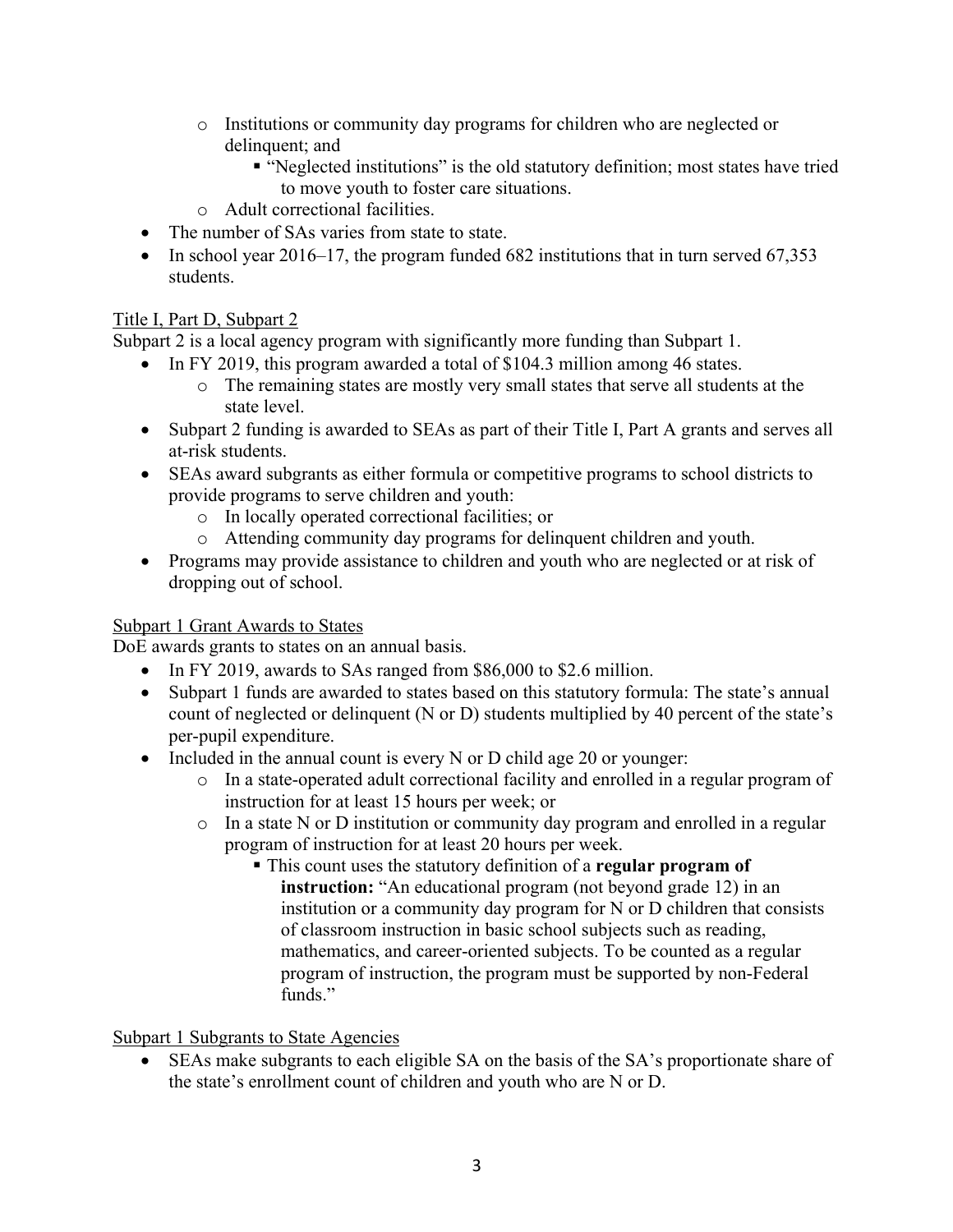- Institutions or community day programs for children who are neglected or delinquent; and
    - "Neglected institutions" is the old statutory definition; most states have tried to move youth to foster care situations.
  - Adult correctional facilities.
- The number of SAs varies from state to state.
- In school year 2016–17, the program funded 682 institutions that in turn served 67,353 students.

<u>Title I, Part D, Subpart 2</u>

Subpart 2 is a local agency program with significantly more funding than Subpart 1.

- In FY 2019, this program awarded a total of $104.3 million among 46 states.
  - The remaining states are mostly very small states that serve all students at the state level.
- Subpart 2 funding is awarded to SEAs as part of their Title I, Part A grants and serves all at-risk students.
- SEAs award subgrants as either formula or competitive programs to school districts to provide programs to serve children and youth:
  - In locally operated correctional facilities; or
  - Attending community day programs for delinquent children and youth.
- Programs may provide assistance to children and youth who are neglected or at risk of dropping out of school.

<u>Subpart 1 Grant Awards to States</u>

DoE awards grants to states on an annual basis.

- In FY 2019, awards to SAs ranged from $86,000 to $2.6 million.
- Subpart 1 funds are awarded to states based on this statutory formula: The state's annual count of neglected or delinquent (N or D) students multiplied by 40 percent of the state's per-pupil expenditure.
- Included in the annual count is every N or D child age 20 or younger:
  - In a state-operated adult correctional facility and enrolled in a regular program of instruction for at least 15 hours per week; or
  - In a state N or D institution or community day program and enrolled in a regular program of instruction for at least 20 hours per week.
    - This count uses the statutory definition of a **regular program of instruction:** "An educational program (not beyond grade 12) in an institution or a community day program for N or D children that consists of classroom instruction in basic school subjects such as reading, mathematics, and career-oriented subjects. To be counted as a regular program of instruction, the program must be supported by non-Federal funds."

<u>Subpart 1 Subgrants to State Agencies</u>

- SEAs make subgrants to each eligible SA on the basis of the SA's proportionate share of the state's enrollment count of children and youth who are N or D.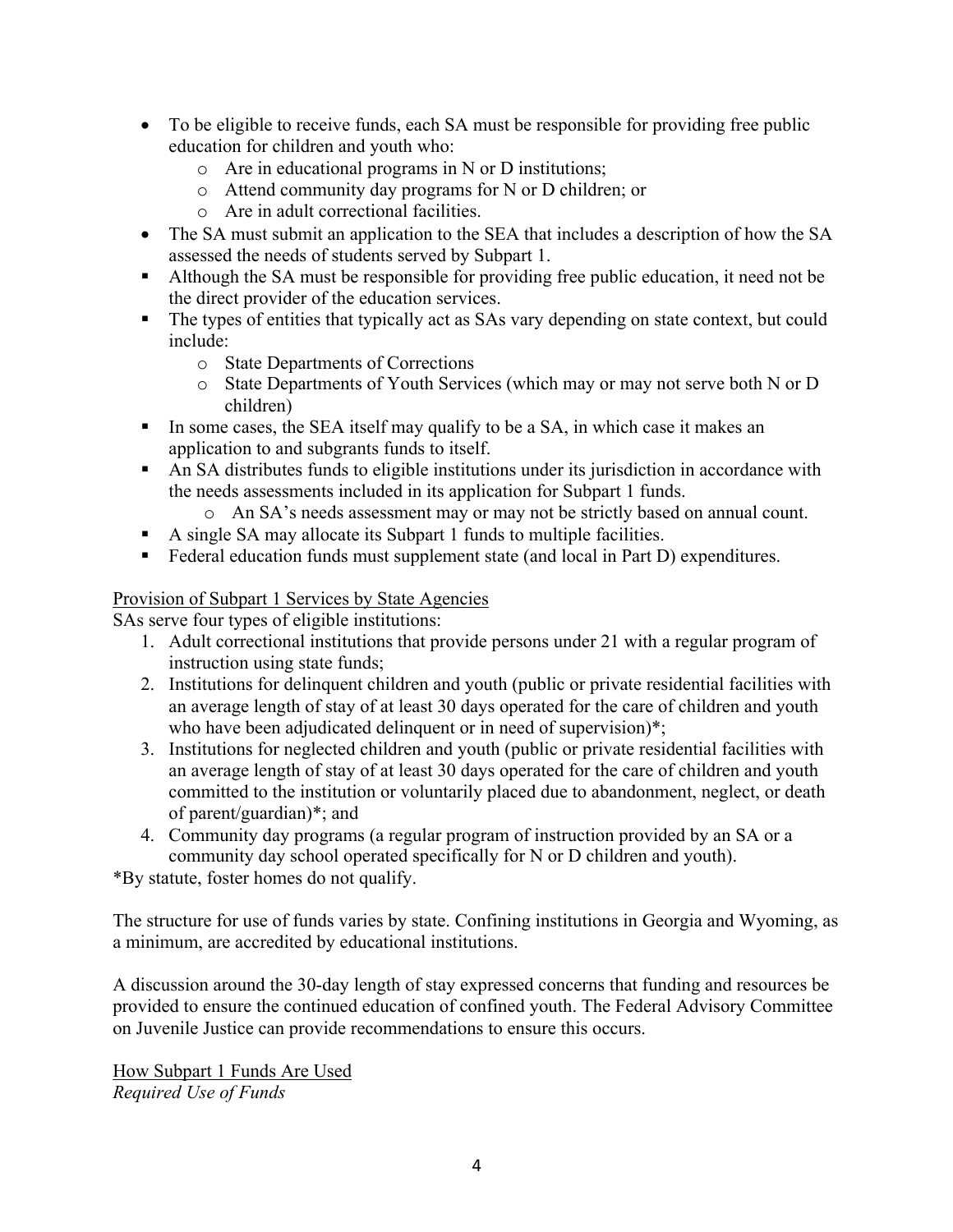- To be eligible to receive funds, each SA must be responsible for providing free public education for children and youth who:
    - Are in educational programs in N or D institutions;
    - Attend community day programs for N or D children; or
    - Are in adult correctional facilities.
- The SA must submit an application to the SEA that includes a description of how the SA assessed the needs of students served by Subpart 1.
- Although the SA must be responsible for providing free public education, it need not be the direct provider of the education services.
- The types of entities that typically act as SAs vary depending on state context, but could include:
    - State Departments of Corrections
    - State Departments of Youth Services (which may or may not serve both N or D children)
- In some cases, the SEA itself may qualify to be a SA, in which case it makes an application to and subgrants funds to itself.
- An SA distributes funds to eligible institutions under its jurisdiction in accordance with the needs assessments included in its application for Subpart 1 funds.
    - An SA's needs assessment may or may not be strictly based on annual count.
- A single SA may allocate its Subpart 1 funds to multiple facilities.
- Federal education funds must supplement state (and local in Part D) expenditures.

<u>Provision of Subpart 1 Services by State Agencies</u>

SAs serve four types of eligible institutions:

1. Adult correctional institutions that provide persons under 21 with a regular program of instruction using state funds;
2. Institutions for delinquent children and youth (public or private residential facilities with an average length of stay of at least 30 days operated for the care of children and youth who have been adjudicated delinquent or in need of supervision)*;
3. Institutions for neglected children and youth (public or private residential facilities with an average length of stay of at least 30 days operated for the care of children and youth committed to the institution or voluntarily placed due to abandonment, neglect, or death of parent/guardian)*; and
4. Community day programs (a regular program of instruction provided by an SA or a community day school operated specifically for N or D children and youth).

*By statute, foster homes do not qualify.

The structure for use of funds varies by state. Confining institutions in Georgia and Wyoming, as a minimum, are accredited by educational institutions.

A discussion around the 30-day length of stay expressed concerns that funding and resources be provided to ensure the continued education of confined youth. The Federal Advisory Committee on Juvenile Justice can provide recommendations to ensure this occurs.

<u>How Subpart 1 Funds Are Used</u>

*Required Use of Funds*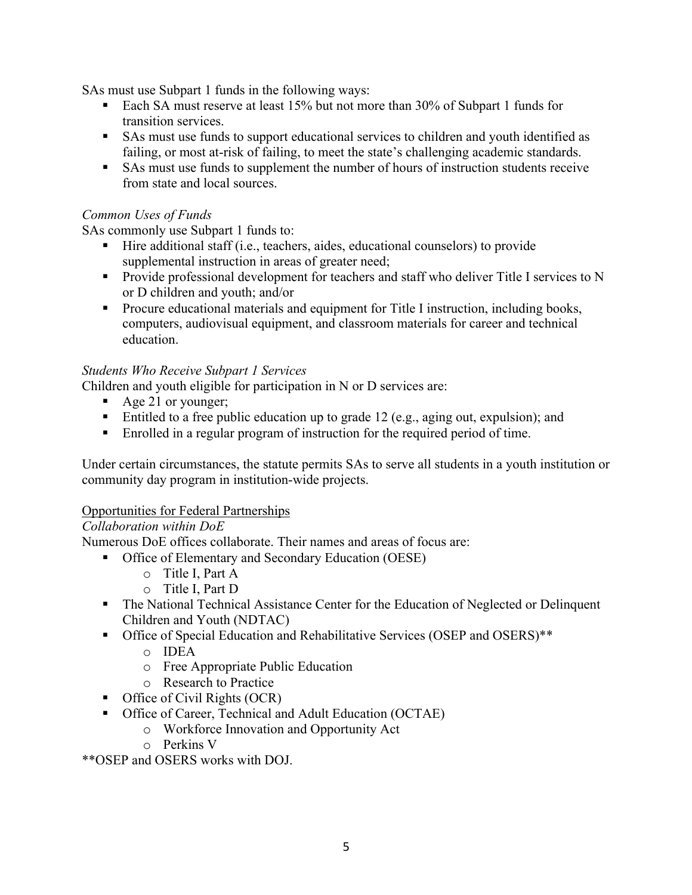SAs must use Subpart 1 funds in the following ways:

- Each SA must reserve at least 15% but not more than 30% of Subpart 1 funds for transition services.
- SAs must use funds to support educational services to children and youth identified as failing, or most at-risk of failing, to meet the state's challenging academic standards.
- SAs must use funds to supplement the number of hours of instruction students receive from state and local sources.

*Common Uses of Funds*

SAs commonly use Subpart 1 funds to:

- Hire additional staff (i.e., teachers, aides, educational counselors) to provide supplemental instruction in areas of greater need;
- Provide professional development for teachers and staff who deliver Title I services to N or D children and youth; and/or
- Procure educational materials and equipment for Title I instruction, including books, computers, audiovisual equipment, and classroom materials for career and technical education.

*Students Who Receive Subpart 1 Services*

Children and youth eligible for participation in N or D services are:

- Age 21 or younger;
- Entitled to a free public education up to grade 12 (e.g., aging out, expulsion); and
- Enrolled in a regular program of instruction for the required period of time.

Under certain circumstances, the statute permits SAs to serve all students in a youth institution or community day program in institution-wide projects.

<u>Opportunities for Federal Partnerships</u>

*Collaboration within DoE*

Numerous DoE offices collaborate. Their names and areas of focus are:

- Office of Elementary and Secondary Education (OESE)
  - Title I, Part A
  - Title I, Part D
- The National Technical Assistance Center for the Education of Neglected or Delinquent Children and Youth (NDTAC)
- Office of Special Education and Rehabilitative Services (OSEP and OSERS)**
  - IDEA
  - Free Appropriate Public Education
  - Research to Practice
- Office of Civil Rights (OCR)
- Office of Career, Technical and Adult Education (OCTAE)
  - Workforce Innovation and Opportunity Act
  - Perkins V

**OSEP and OSERS works with DOJ.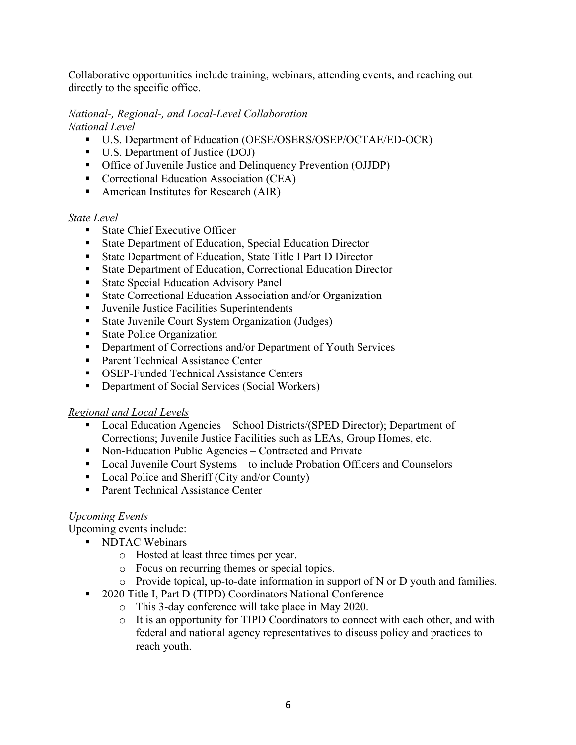Collaborative opportunities include training, webinars, attending events, and reaching out directly to the specific office.

*National-, Regional-, and Local-Level Collaboration*

<u>*National Level*</u>

- U.S. Department of Education (OESE/OSERS/OSEP/OCTAE/ED-OCR)
- U.S. Department of Justice (DOJ)
- Office of Juvenile Justice and Delinquency Prevention (OJJDP)
- Correctional Education Association (CEA)
- American Institutes for Research (AIR)

<u>*State Level*</u>

- State Chief Executive Officer
- State Department of Education, Special Education Director
- State Department of Education, State Title I Part D Director
- State Department of Education, Correctional Education Director
- State Special Education Advisory Panel
- State Correctional Education Association and/or Organization
- Juvenile Justice Facilities Superintendents
- State Juvenile Court System Organization (Judges)
- State Police Organization
- Department of Corrections and/or Department of Youth Services
- Parent Technical Assistance Center
- OSEP-Funded Technical Assistance Centers
- Department of Social Services (Social Workers)

<u>*Regional and Local Levels*</u>

- Local Education Agencies – School Districts/(SPED Director); Department of Corrections; Juvenile Justice Facilities such as LEAs, Group Homes, etc.
- Non-Education Public Agencies – Contracted and Private
- Local Juvenile Court Systems – to include Probation Officers and Counselors
- Local Police and Sheriff (City and/or County)
- Parent Technical Assistance Center

*Upcoming Events*

Upcoming events include:

- NDTAC Webinars
  - Hosted at least three times per year.
  - Focus on recurring themes or special topics.
  - Provide topical, up-to-date information in support of N or D youth and families.
- 2020 Title I, Part D (TIPD) Coordinators National Conference
  - This 3-day conference will take place in May 2020.
  - It is an opportunity for TIPD Coordinators to connect with each other, and with federal and national agency representatives to discuss policy and practices to reach youth.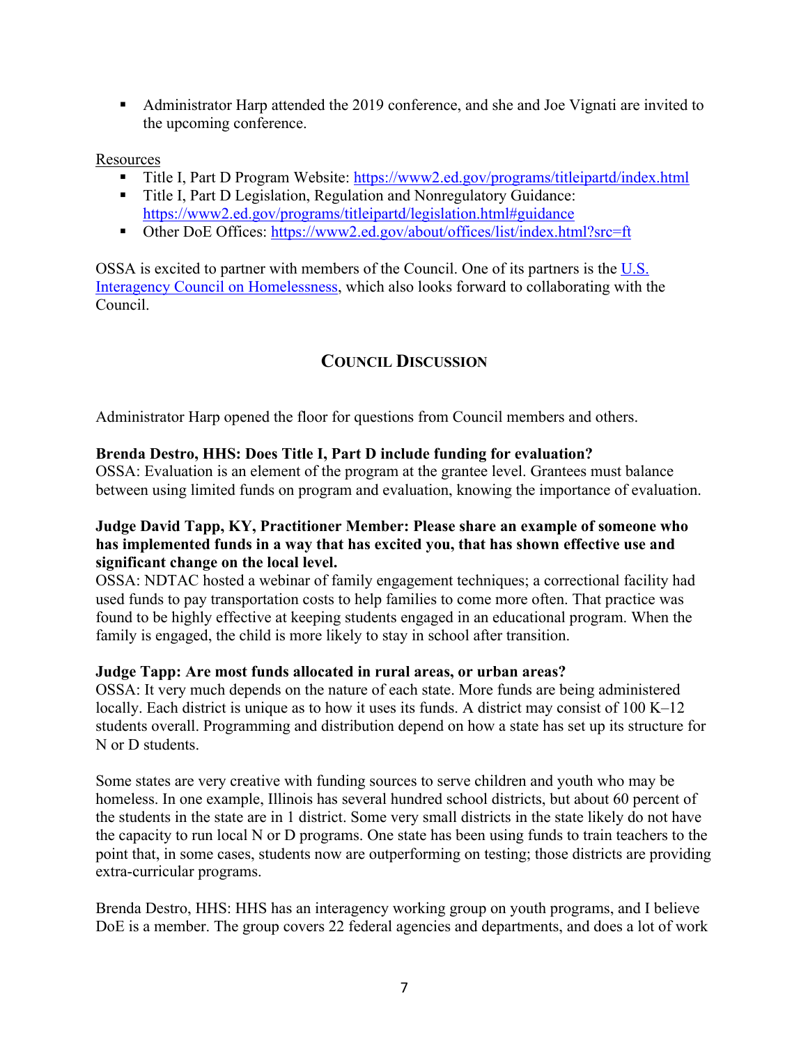- Administrator Harp attended the 2019 conference, and she and Joe Vignati are invited to the upcoming conference.

Resources

- Title I, Part D Program Website: [https://www2.ed.gov/programs/titleipartd/index.html](https://www2.ed.gov/programs/titleipartd/index.html)
- Title I, Part D Legislation, Regulation and Nonregulatory Guidance: [https://www2.ed.gov/programs/titleipartd/legislation.html#guidance](https://www2.ed.gov/programs/titleipartd/legislation.html#guidance)
- Other DoE Offices: [https://www2.ed.gov/about/offices/list/index.html?src=ft](https://www2.ed.gov/about/offices/list/index.html?src=ft)

OSSA is excited to partner with members of the Council. One of its partners is the U.S. Interagency Council on Homelessness, which also looks forward to collaborating with the Council.

## Council Discussion

Administrator Harp opened the floor for questions from Council members and others.

**Brenda Destro, HHS: Does Title I, Part D include funding for evaluation?**
OSSA: Evaluation is an element of the program at the grantee level. Grantees must balance between using limited funds on program and evaluation, knowing the importance of evaluation.

**Judge David Tapp, KY, Practitioner Member: Please share an example of someone who has implemented funds in a way that has excited you, that has shown effective use and significant change on the local level.**
OSSA: NDTAC hosted a webinar of family engagement techniques; a correctional facility had used funds to pay transportation costs to help families to come more often. That practice was found to be highly effective at keeping students engaged in an educational program. When the family is engaged, the child is more likely to stay in school after transition.

**Judge Tapp: Are most funds allocated in rural areas, or urban areas?**
OSSA: It very much depends on the nature of each state. More funds are being administered locally. Each district is unique as to how it uses its funds. A district may consist of 100 K–12 students overall. Programming and distribution depend on how a state has set up its structure for N or D students.

Some states are very creative with funding sources to serve children and youth who may be homeless. In one example, Illinois has several hundred school districts, but about 60 percent of the students in the state are in 1 district. Some very small districts in the state likely do not have the capacity to run local N or D programs. One state has been using funds to train teachers to the point that, in some cases, students now are outperforming on testing; those districts are providing extra-curricular programs.

Brenda Destro, HHS: HHS has an interagency working group on youth programs, and I believe DoE is a member. The group covers 22 federal agencies and departments, and does a lot of work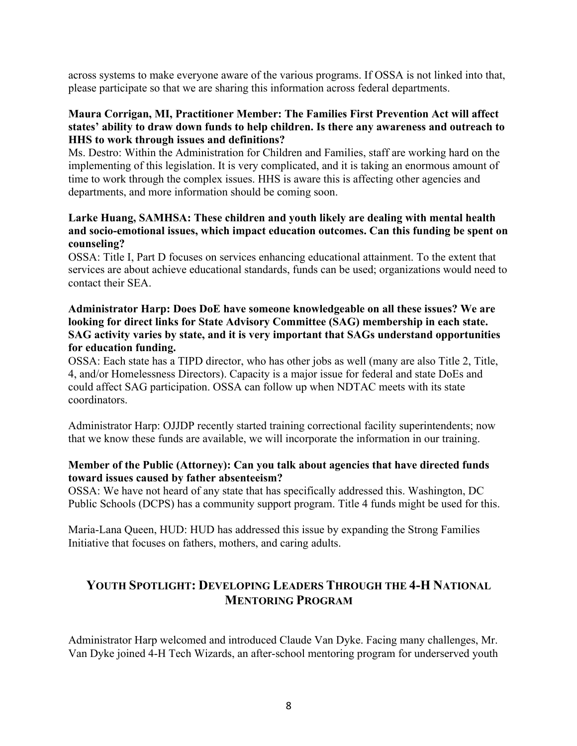across systems to make everyone aware of the various programs. If OSSA is not linked into that, please participate so that we are sharing this information across federal departments.

**Maura Corrigan, MI, Practitioner Member: The Families First Prevention Act will affect states' ability to draw down funds to help children. Is there any awareness and outreach to HHS to work through issues and definitions?**

Ms. Destro: Within the Administration for Children and Families, staff are working hard on the implementing of this legislation. It is very complicated, and it is taking an enormous amount of time to work through the complex issues. HHS is aware this is affecting other agencies and departments, and more information should be coming soon.

**Larke Huang, SAMHSA: These children and youth likely are dealing with mental health and socio-emotional issues, which impact education outcomes. Can this funding be spent on counseling?**

OSSA: Title I, Part D focuses on services enhancing educational attainment. To the extent that services are about achieve educational standards, funds can be used; organizations would need to contact their SEA.

**Administrator Harp: Does DoE have someone knowledgeable on all these issues? We are looking for direct links for State Advisory Committee (SAG) membership in each state. SAG activity varies by state, and it is very important that SAGs understand opportunities for education funding.**

OSSA: Each state has a TIPD director, who has other jobs as well (many are also Title 2, Title, 4, and/or Homelessness Directors). Capacity is a major issue for federal and state DoEs and could affect SAG participation. OSSA can follow up when NDTAC meets with its state coordinators.

Administrator Harp: OJJDP recently started training correctional facility superintendents; now that we know these funds are available, we will incorporate the information in our training.

**Member of the Public (Attorney): Can you talk about agencies that have directed funds toward issues caused by father absenteeism?**

OSSA: We have not heard of any state that has specifically addressed this. Washington, DC Public Schools (DCPS) has a community support program. Title 4 funds might be used for this.

Maria-Lana Queen, HUD: HUD has addressed this issue by expanding the Strong Families Initiative that focuses on fathers, mothers, and caring adults.

## YOUTH SPOTLIGHT: DEVELOPING LEADERS THROUGH THE 4-H NATIONAL MENTORING PROGRAM

Administrator Harp welcomed and introduced Claude Van Dyke. Facing many challenges, Mr. Van Dyke joined 4-H Tech Wizards, an after-school mentoring program for underserved youth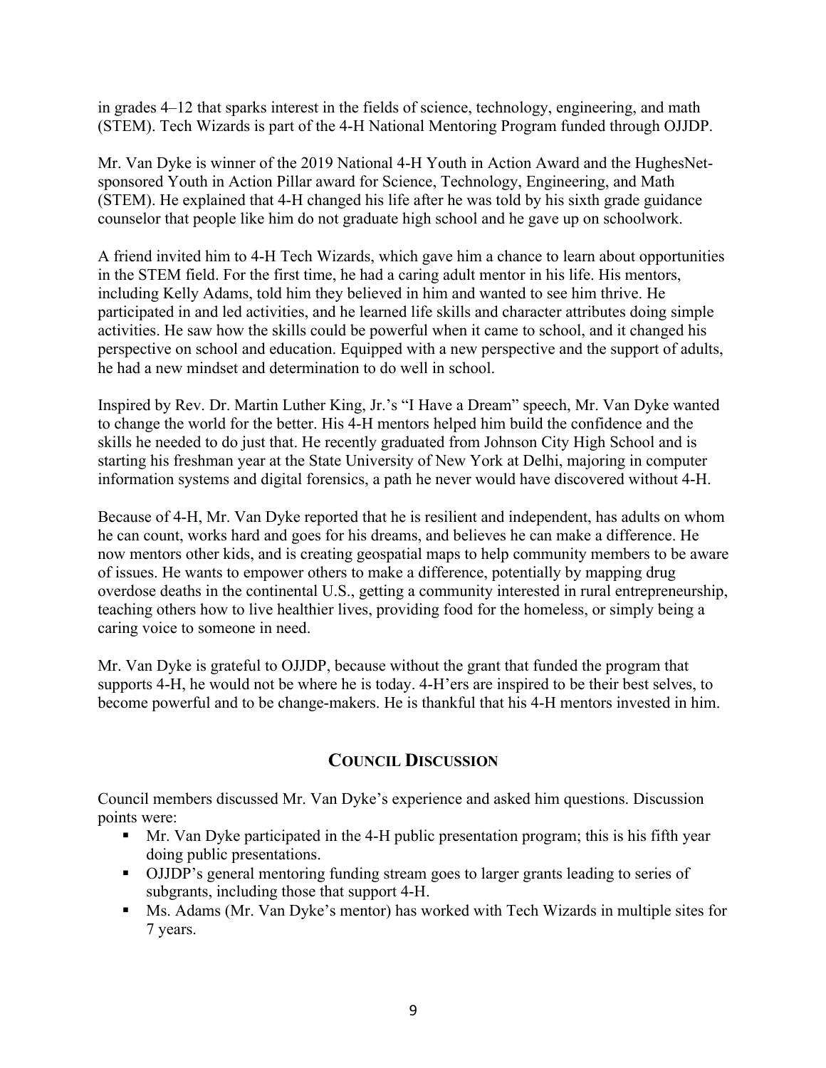in grades 4–12 that sparks interest in the fields of science, technology, engineering, and math (STEM). Tech Wizards is part of the 4-H National Mentoring Program funded through OJJDP.

Mr. Van Dyke is winner of the 2019 National 4-H Youth in Action Award and the HughesNet-sponsored Youth in Action Pillar award for Science, Technology, Engineering, and Math (STEM). He explained that 4-H changed his life after he was told by his sixth grade guidance counselor that people like him do not graduate high school and he gave up on schoolwork.

A friend invited him to 4-H Tech Wizards, which gave him a chance to learn about opportunities in the STEM field. For the first time, he had a caring adult mentor in his life. His mentors, including Kelly Adams, told him they believed in him and wanted to see him thrive. He participated in and led activities, and he learned life skills and character attributes doing simple activities. He saw how the skills could be powerful when it came to school, and it changed his perspective on school and education. Equipped with a new perspective and the support of adults, he had a new mindset and determination to do well in school.

Inspired by Rev. Dr. Martin Luther King, Jr.'s "I Have a Dream" speech, Mr. Van Dyke wanted to change the world for the better. His 4-H mentors helped him build the confidence and the skills he needed to do just that. He recently graduated from Johnson City High School and is starting his freshman year at the State University of New York at Delhi, majoring in computer information systems and digital forensics, a path he never would have discovered without 4-H.

Because of 4-H, Mr. Van Dyke reported that he is resilient and independent, has adults on whom he can count, works hard and goes for his dreams, and believes he can make a difference. He now mentors other kids, and is creating geospatial maps to help community members to be aware of issues. He wants to empower others to make a difference, potentially by mapping drug overdose deaths in the continental U.S., getting a community interested in rural entrepreneurship, teaching others how to live healthier lives, providing food for the homeless, or simply being a caring voice to someone in need.

Mr. Van Dyke is grateful to OJJDP, because without the grant that funded the program that supports 4-H, he would not be where he is today. 4-H'ers are inspired to be their best selves, to become powerful and to be change-makers. He is thankful that his 4-H mentors invested in him.

## Council Discussion

Council members discussed Mr. Van Dyke's experience and asked him questions. Discussion points were:

- Mr. Van Dyke participated in the 4-H public presentation program; this is his fifth year doing public presentations.
- OJJDP's general mentoring funding stream goes to larger grants leading to series of subgrants, including those that support 4-H.
- Ms. Adams (Mr. Van Dyke's mentor) has worked with Tech Wizards in multiple sites for 7 years.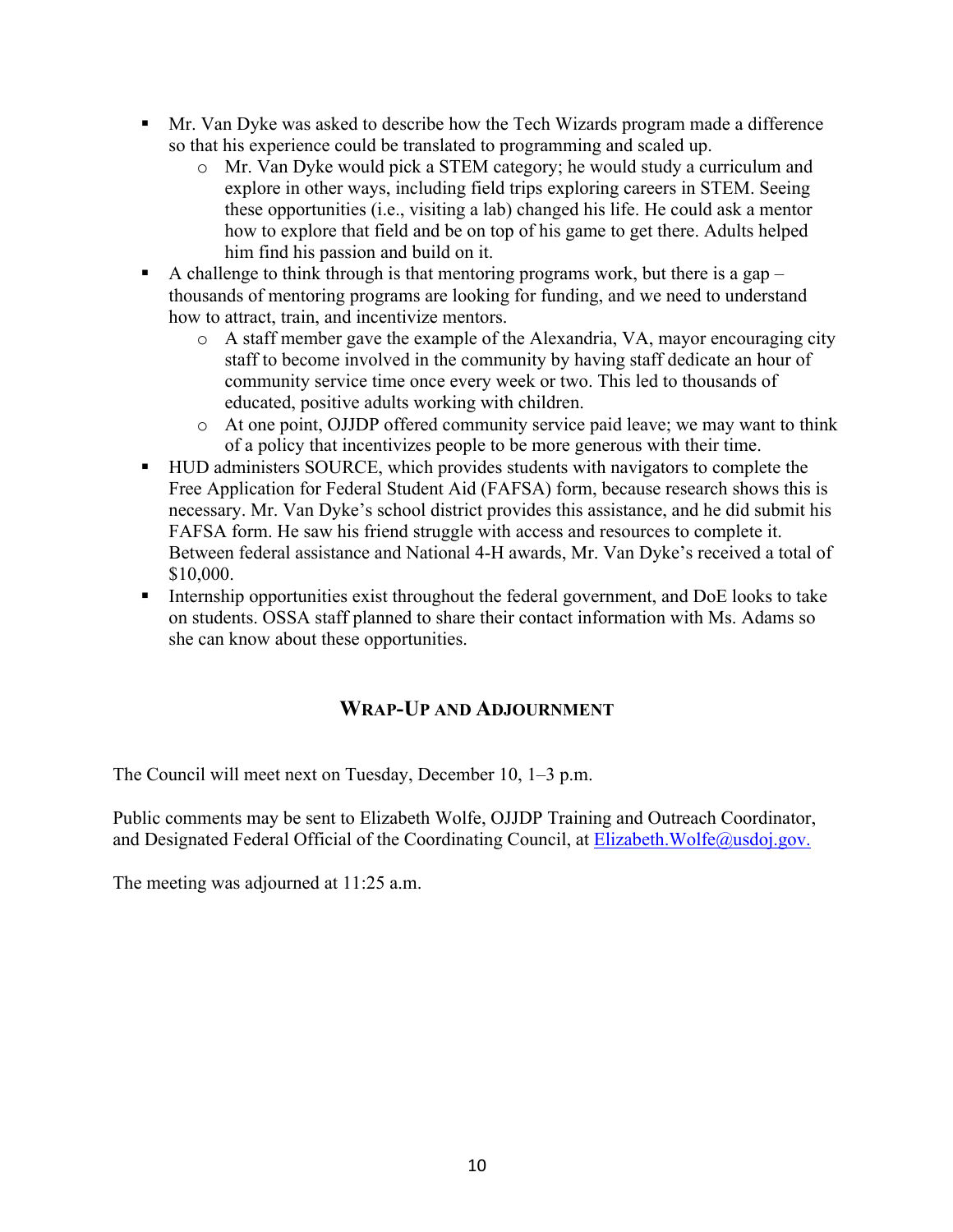- Mr. Van Dyke was asked to describe how the Tech Wizards program made a difference so that his experience could be translated to programming and scaled up.
  - Mr. Van Dyke would pick a STEM category; he would study a curriculum and explore in other ways, including field trips exploring careers in STEM. Seeing these opportunities (i.e., visiting a lab) changed his life. He could ask a mentor how to explore that field and be on top of his game to get there. Adults helped him find his passion and build on it.
- A challenge to think through is that mentoring programs work, but there is a gap – thousands of mentoring programs are looking for funding, and we need to understand how to attract, train, and incentivize mentors.
  - A staff member gave the example of the Alexandria, VA, mayor encouraging city staff to become involved in the community by having staff dedicate an hour of community service time once every week or two. This led to thousands of educated, positive adults working with children.
  - At one point, OJJDP offered community service paid leave; we may want to think of a policy that incentivizes people to be more generous with their time.
- HUD administers SOURCE, which provides students with navigators to complete the Free Application for Federal Student Aid (FAFSA) form, because research shows this is necessary. Mr. Van Dyke's school district provides this assistance, and he did submit his FAFSA form. He saw his friend struggle with access and resources to complete it. Between federal assistance and National 4-H awards, Mr. Van Dyke's received a total of $10,000.
- Internship opportunities exist throughout the federal government, and DoE looks to take on students. OSSA staff planned to share their contact information with Ms. Adams so she can know about these opportunities.

## Wrap-Up and Adjournment

The Council will meet next on Tuesday, December 10, 1–3 p.m.

Public comments may be sent to Elizabeth Wolfe, OJJDP Training and Outreach Coordinator, and Designated Federal Official of the Coordinating Council, at Elizabeth.Wolfe@usdoj.gov.

The meeting was adjourned at 11:25 a.m.